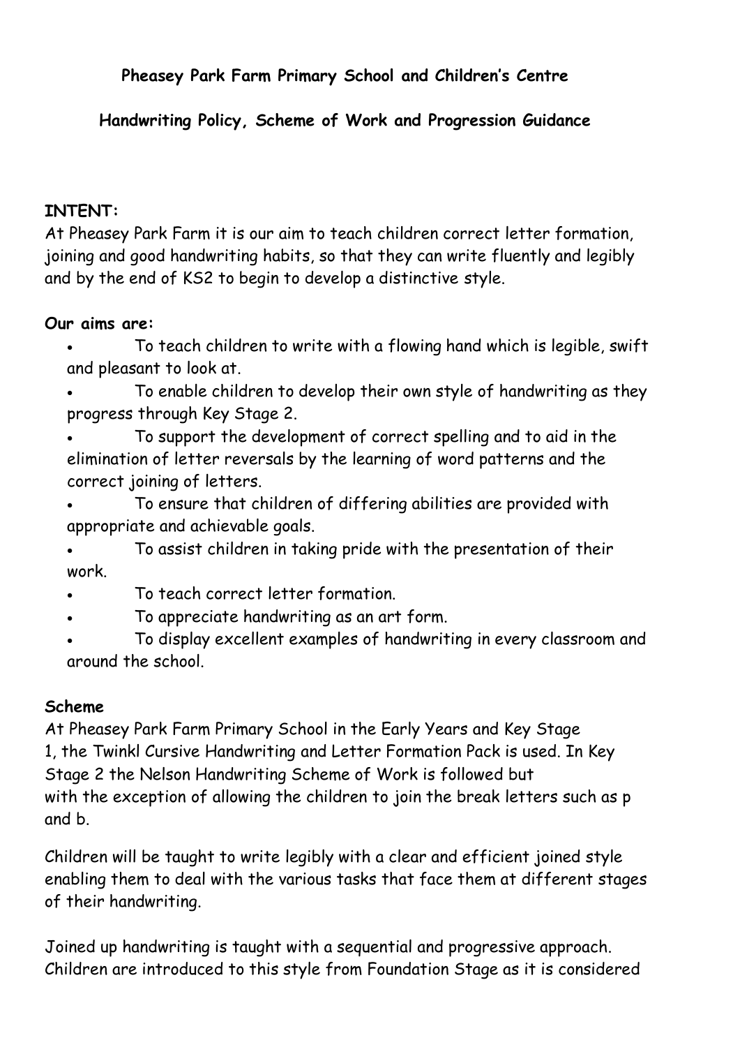**Pheasey Park Farm Primary School and Children's Centre**

**Handwriting Policy, Scheme of Work and Progression Guidance**

**INTENT:**

At Pheasey Park Farm it is our aim to teach children correct letter formation, joining and good handwriting habits, so that they can write fluently and legibly and by the end of KS2 to begin to develop a distinctive style.

**Our aims are:**

- To teach children to write with a flowing hand which is legible, swift and pleasant to look at.
- To enable children to develop their own style of handwriting as they progress through Key Stage 2.
- To support the development of correct spelling and to aid in the elimination of letter reversals by the learning of word patterns and the correct joining of letters.
- To ensure that children of differing abilities are provided with appropriate and achievable goals.
- To assist children in taking pride with the presentation of their work.
- To teach correct letter formation.
- To appreciate handwriting as an art form.
- To display excellent examples of handwriting in every classroom and around the school.

**Scheme**

At Pheasey Park Farm Primary School in the Early Years and Key Stage 1, the Twinkl Cursive Handwriting and Letter Formation Pack is used. In Key Stage 2 the Nelson Handwriting Scheme of Work is followed but with the exception of allowing the children to join the break letters such as p and b.

Children will be taught to write legibly with a clear and efficient joined style enabling them to deal with the various tasks that face them at different stages of their handwriting.

Joined up handwriting is taught with a sequential and progressive approach. Children are introduced to this style from Foundation Stage as it is considered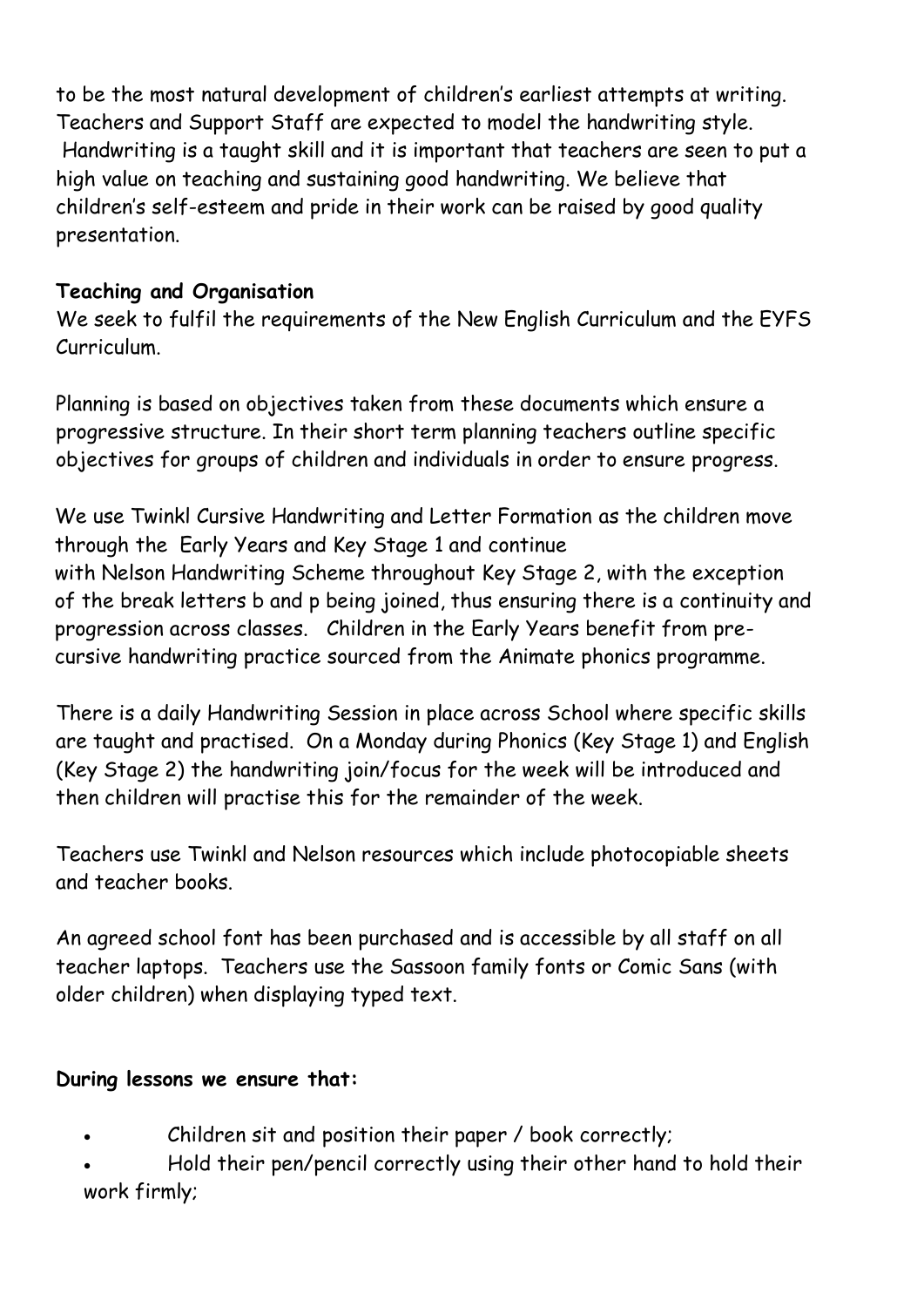to be the most natural development of children's earliest attempts at writing. Teachers and Support Staff are expected to model the handwriting style. Handwriting is a taught skill and it is important that teachers are seen to put a high value on teaching and sustaining good handwriting. We believe that children's self-esteem and pride in their work can be raised by good quality presentation.

**Teaching and Organisation**

We seek to fulfil the requirements of the New English Curriculum and the EYFS Curriculum.

Planning is based on objectives taken from these documents which ensure a progressive structure. In their short term planning teachers outline specific objectives for groups of children and individuals in order to ensure progress.

We use Twinkl Cursive Handwriting and Letter Formation as the children move through the Early Years and Key Stage 1 and continue with Nelson Handwriting Scheme throughout Key Stage 2, with the exception of the break letters b and p being joined, thus ensuring there is a continuity and progression across classes. Children in the Early Years benefit from pre-cursive handwriting practice sourced from the Animate phonics programme.

There is a daily Handwriting Session in place across School where specific skills are taught and practised. On a Monday during Phonics (Key Stage 1) and English (Key Stage 2) the handwriting join/focus for the week will be introduced and then children will practise this for the remainder of the week.

Teachers use Twinkl and Nelson resources which include photocopiable sheets and teacher books.

An agreed school font has been purchased and is accessible by all staff on all teacher laptops. Teachers use the Sassoon family fonts or Comic Sans (with older children) when displaying typed text.

**During lessons we ensure that:**

- Children sit and position their paper / book correctly;
- Hold their pen/pencil correctly using their other hand to hold their work firmly;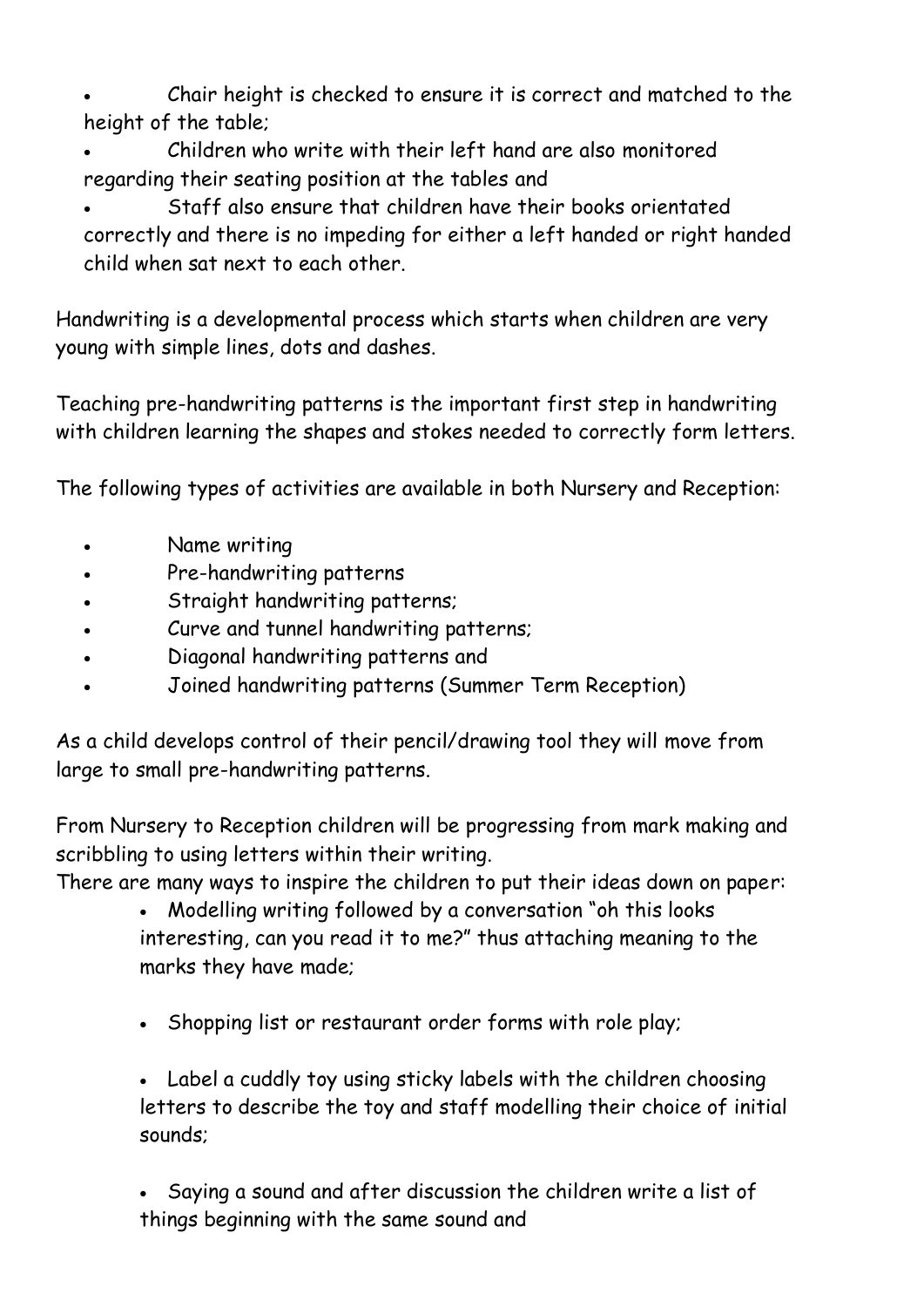- Chair height is checked to ensure it is correct and matched to the height of the table;
- Children who write with their left hand are also monitored regarding their seating position at the tables and
- Staff also ensure that children have their books orientated correctly and there is no impeding for either a left handed or right handed child when sat next to each other.

Handwriting is a developmental process which starts when children are very young with simple lines, dots and dashes.

Teaching pre-handwriting patterns is the important first step in handwriting with children learning the shapes and stokes needed to correctly form letters.

The following types of activities are available in both Nursery and Reception:

- Name writing
- Pre-handwriting patterns
- Straight handwriting patterns;
- Curve and tunnel handwriting patterns;
- Diagonal handwriting patterns and
- Joined handwriting patterns (Summer Term Reception)

As a child develops control of their pencil/drawing tool they will move from large to small pre-handwriting patterns.

From Nursery to Reception children will be progressing from mark making and scribbling to using letters within their writing.
There are many ways to inspire the children to put their ideas down on paper:

- Modelling writing followed by a conversation "oh this looks interesting, can you read it to me?" thus attaching meaning to the marks they have made;
- Shopping list or restaurant order forms with role play;
- Label a cuddly toy using sticky labels with the children choosing letters to describe the toy and staff modelling their choice of initial sounds;
- Saying a sound and after discussion the children write a list of things beginning with the same sound and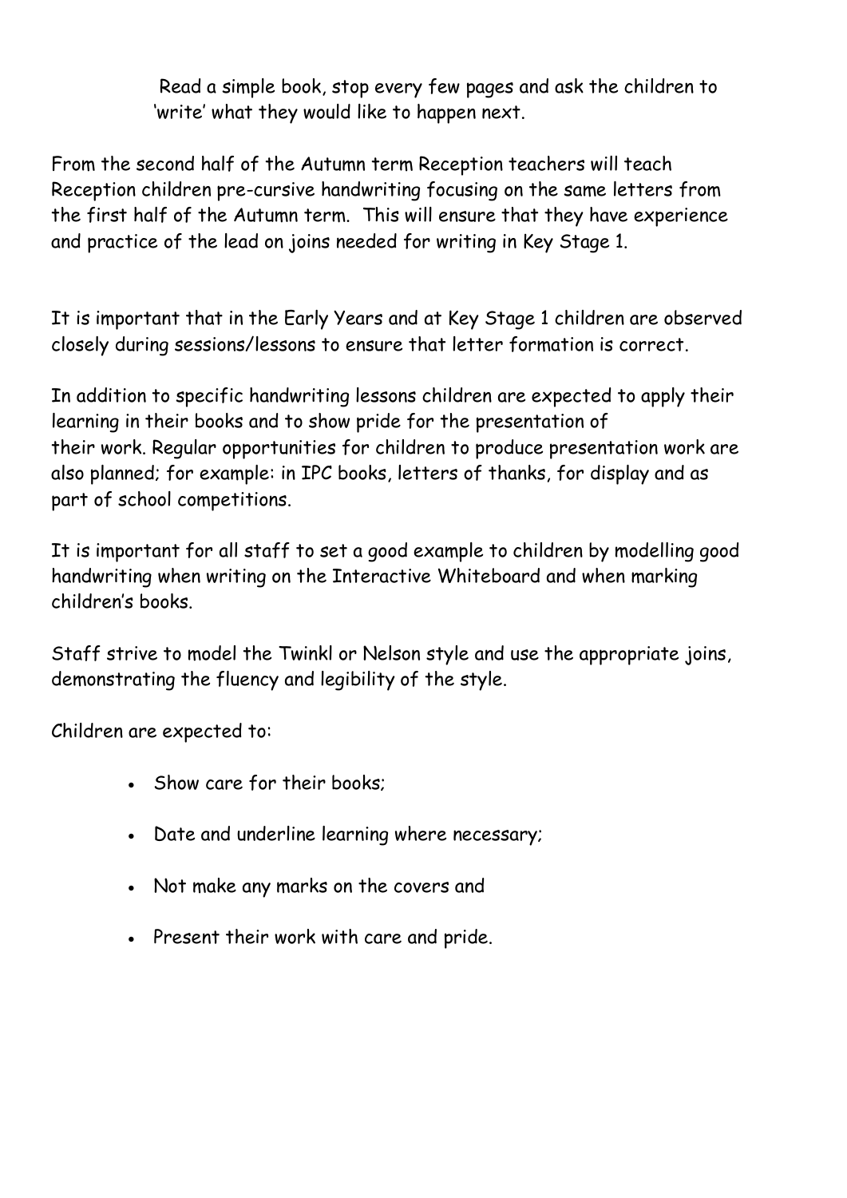Read a simple book, stop every few pages and ask the children to 'write' what they would like to happen next.

From the second half of the Autumn term Reception teachers will teach Reception children pre-cursive handwriting focusing on the same letters from the first half of the Autumn term. This will ensure that they have experience and practice of the lead on joins needed for writing in Key Stage 1.

It is important that in the Early Years and at Key Stage 1 children are observed closely during sessions/lessons to ensure that letter formation is correct.

In addition to specific handwriting lessons children are expected to apply their learning in their books and to show pride for the presentation of their work. Regular opportunities for children to produce presentation work are also planned; for example: in IPC books, letters of thanks, for display and as part of school competitions.

It is important for all staff to set a good example to children by modelling good handwriting when writing on the Interactive Whiteboard and when marking children's books.

Staff strive to model the Twinkl or Nelson style and use the appropriate joins, demonstrating the fluency and legibility of the style.

Children are expected to:

- Show care for their books;
- Date and underline learning where necessary;
- Not make any marks on the covers and
- Present their work with care and pride.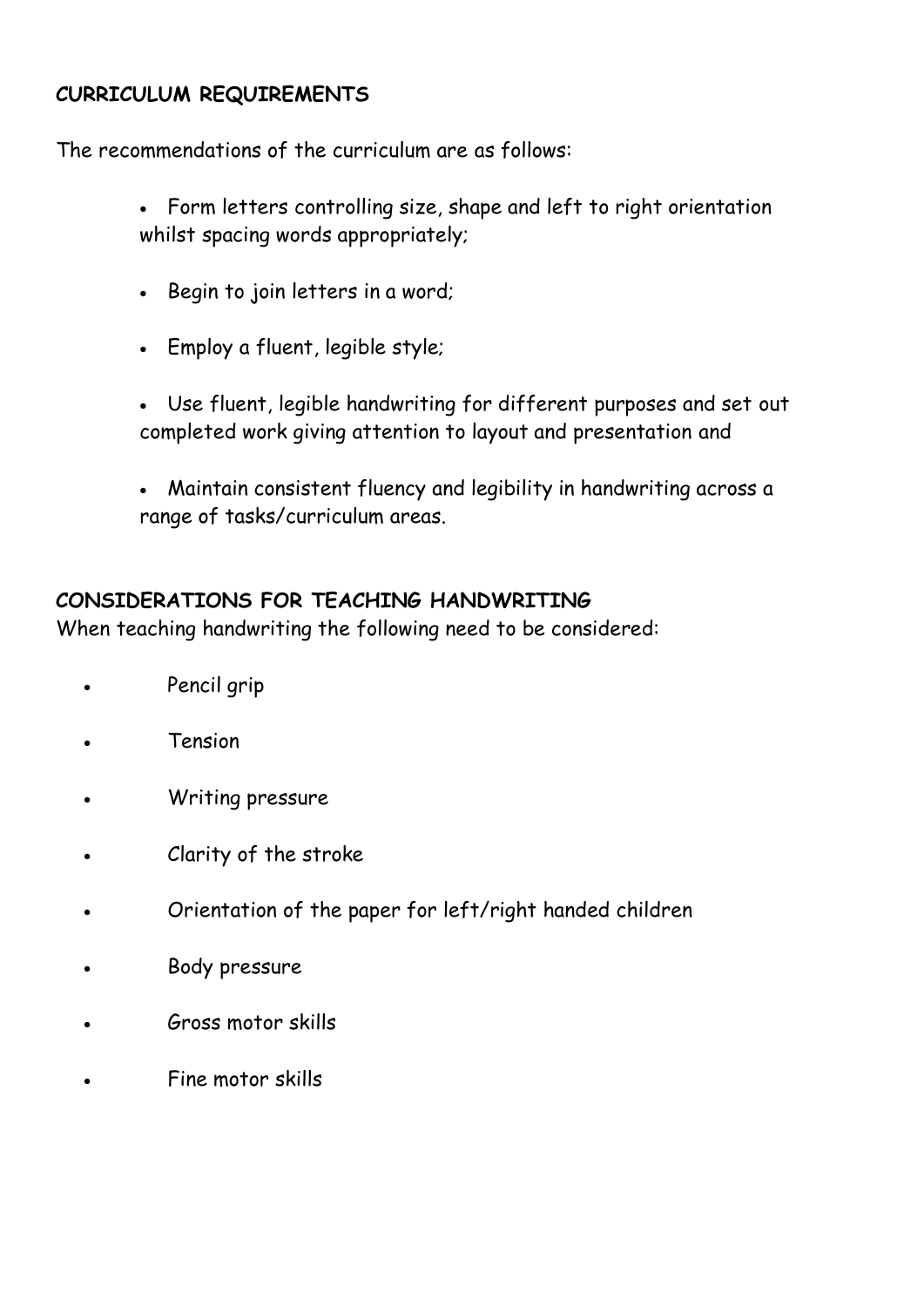## CURRICULUM REQUIREMENTS

The recommendations of the curriculum are as follows:

- Form letters controlling size, shape and left to right orientation whilst spacing words appropriately;
- Begin to join letters in a word;
- Employ a fluent, legible style;
- Use fluent, legible handwriting for different purposes and set out completed work giving attention to layout and presentation and
- Maintain consistent fluency and legibility in handwriting across a range of tasks/curriculum areas.

## CONSIDERATIONS FOR TEACHING HANDWRITING

When teaching handwriting the following need to be considered:

- Pencil grip
- Tension
- Writing pressure
- Clarity of the stroke
- Orientation of the paper for left/right handed children
- Body pressure
- Gross motor skills
- Fine motor skills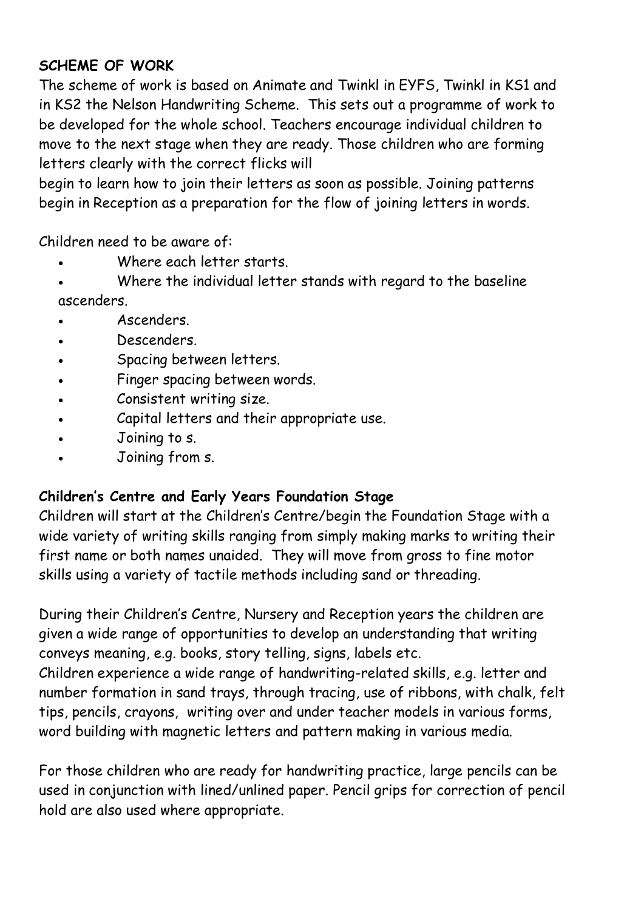**SCHEME OF WORK**

The scheme of work is based on Animate and Twinkl in EYFS, Twinkl in KS1 and in KS2 the Nelson Handwriting Scheme. This sets out a programme of work to be developed for the whole school. Teachers encourage individual children to move to the next stage when they are ready. Those children who are forming letters clearly with the correct flicks will begin to learn how to join their letters as soon as possible. Joining patterns begin in Reception as a preparation for the flow of joining letters in words.

Children need to be aware of:

- Where each letter starts.
- Where the individual letter stands with regard to the baseline ascenders.
- Ascenders.
- Descenders.
- Spacing between letters.
- Finger spacing between words.
- Consistent writing size.
- Capital letters and their appropriate use.
- Joining to s.
- Joining from s.

**Children's Centre and Early Years Foundation Stage**

Children will start at the Children's Centre/begin the Foundation Stage with a wide variety of writing skills ranging from simply making marks to writing their first name or both names unaided. They will move from gross to fine motor skills using a variety of tactile methods including sand or threading.

During their Children's Centre, Nursery and Reception years the children are given a wide range of opportunities to develop an understanding that writing conveys meaning, e.g. books, story telling, signs, labels etc.
Children experience a wide range of handwriting-related skills, e.g. letter and number formation in sand trays, through tracing, use of ribbons, with chalk, felt tips, pencils, crayons, writing over and under teacher models in various forms, word building with magnetic letters and pattern making in various media.

For those children who are ready for handwriting practice, large pencils can be used in conjunction with lined/unlined paper. Pencil grips for correction of pencil hold are also used where appropriate.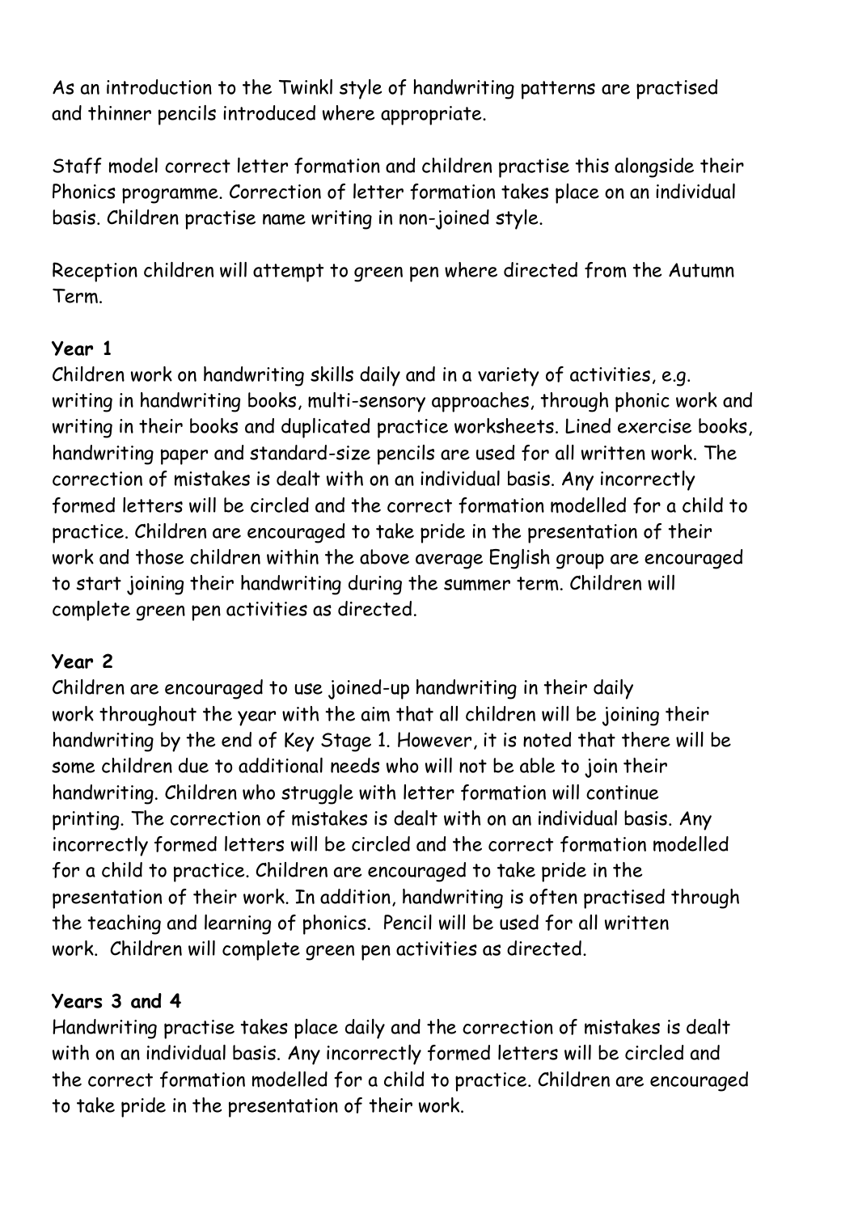As an introduction to the Twinkl style of handwriting patterns are practised and thinner pencils introduced where appropriate.

Staff model correct letter formation and children practise this alongside their Phonics programme. Correction of letter formation takes place on an individual basis. Children practise name writing in non-joined style.

Reception children will attempt to green pen where directed from the Autumn Term.

**Year 1**

Children work on handwriting skills daily and in a variety of activities, e.g. writing in handwriting books, multi-sensory approaches, through phonic work and writing in their books and duplicated practice worksheets. Lined exercise books, handwriting paper and standard-size pencils are used for all written work. The correction of mistakes is dealt with on an individual basis. Any incorrectly formed letters will be circled and the correct formation modelled for a child to practice. Children are encouraged to take pride in the presentation of their work and those children within the above average English group are encouraged to start joining their handwriting during the summer term. Children will complete green pen activities as directed.

**Year 2**

Children are encouraged to use joined-up handwriting in their daily work throughout the year with the aim that all children will be joining their handwriting by the end of Key Stage 1. However, it is noted that there will be some children due to additional needs who will not be able to join their handwriting. Children who struggle with letter formation will continue printing. The correction of mistakes is dealt with on an individual basis. Any incorrectly formed letters will be circled and the correct formation modelled for a child to practice. Children are encouraged to take pride in the presentation of their work. In addition, handwriting is often practised through the teaching and learning of phonics. Pencil will be used for all written work. Children will complete green pen activities as directed.

**Years 3 and 4**

Handwriting practise takes place daily and the correction of mistakes is dealt with on an individual basis. Any incorrectly formed letters will be circled and the correct formation modelled for a child to practice. Children are encouraged to take pride in the presentation of their work.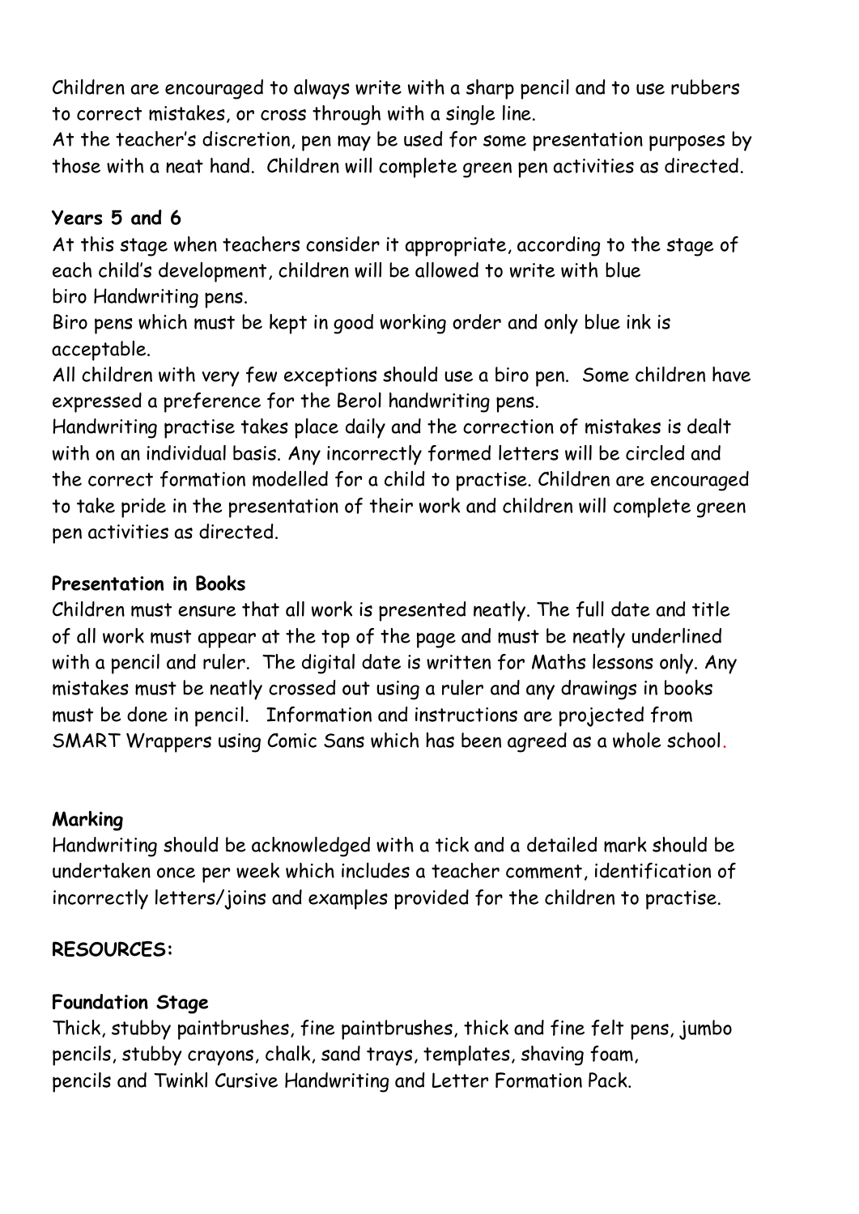Children are encouraged to always write with a sharp pencil and to use rubbers to correct mistakes, or cross through with a single line.

At the teacher's discretion, pen may be used for some presentation purposes by those with a neat hand. Children will complete green pen activities as directed.

**Years 5 and 6**

At this stage when teachers consider it appropriate, according to the stage of each child's development, children will be allowed to write with blue biro Handwriting pens.

Biro pens which must be kept in good working order and only blue ink is acceptable.

All children with very few exceptions should use a biro pen. Some children have expressed a preference for the Berol handwriting pens.

Handwriting practise takes place daily and the correction of mistakes is dealt with on an individual basis. Any incorrectly formed letters will be circled and the correct formation modelled for a child to practise. Children are encouraged to take pride in the presentation of their work and children will complete green pen activities as directed.

**Presentation in Books**

Children must ensure that all work is presented neatly. The full date and title of all work must appear at the top of the page and must be neatly underlined with a pencil and ruler. The digital date is written for Maths lessons only. Any mistakes must be neatly crossed out using a ruler and any drawings in books must be done in pencil. Information and instructions are projected from SMART Wrappers using Comic Sans which has been agreed as a whole school.

**Marking**

Handwriting should be acknowledged with a tick and a detailed mark should be undertaken once per week which includes a teacher comment, identification of incorrectly letters/joins and examples provided for the children to practise.

**RESOURCES:**

**Foundation Stage**

Thick, stubby paintbrushes, fine paintbrushes, thick and fine felt pens, jumbo pencils, stubby crayons, chalk, sand trays, templates, shaving foam, pencils and Twinkl Cursive Handwriting and Letter Formation Pack.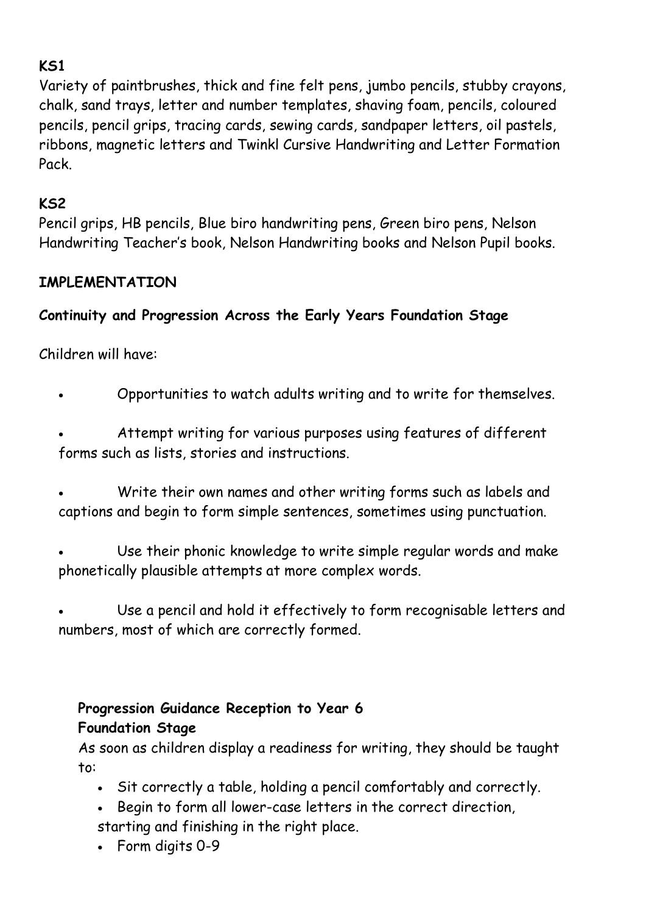**KS1**

Variety of paintbrushes, thick and fine felt pens, jumbo pencils, stubby crayons, chalk, sand trays, letter and number templates, shaving foam, pencils, coloured pencils, pencil grips, tracing cards, sewing cards, sandpaper letters, oil pastels, ribbons, magnetic letters and Twinkl Cursive Handwriting and Letter Formation Pack.

**KS2**

Pencil grips, HB pencils, Blue biro handwriting pens, Green biro pens, Nelson Handwriting Teacher's book, Nelson Handwriting books and Nelson Pupil books.

**IMPLEMENTATION**

**Continuity and Progression Across the Early Years Foundation Stage**

Children will have:

- Opportunities to watch adults writing and to write for themselves.
- Attempt writing for various purposes using features of different forms such as lists, stories and instructions.
- Write their own names and other writing forms such as labels and captions and begin to form simple sentences, sometimes using punctuation.
- Use their phonic knowledge to write simple regular words and make phonetically plausible attempts at more complex words.
- Use a pencil and hold it effectively to form recognisable letters and numbers, most of which are correctly formed.

**Progression Guidance Reception to Year 6**
**Foundation Stage**

As soon as children display a readiness for writing, they should be taught to:

- Sit correctly a table, holding a pencil comfortably and correctly.
- Begin to form all lower-case letters in the correct direction, starting and finishing in the right place.
- Form digits 0-9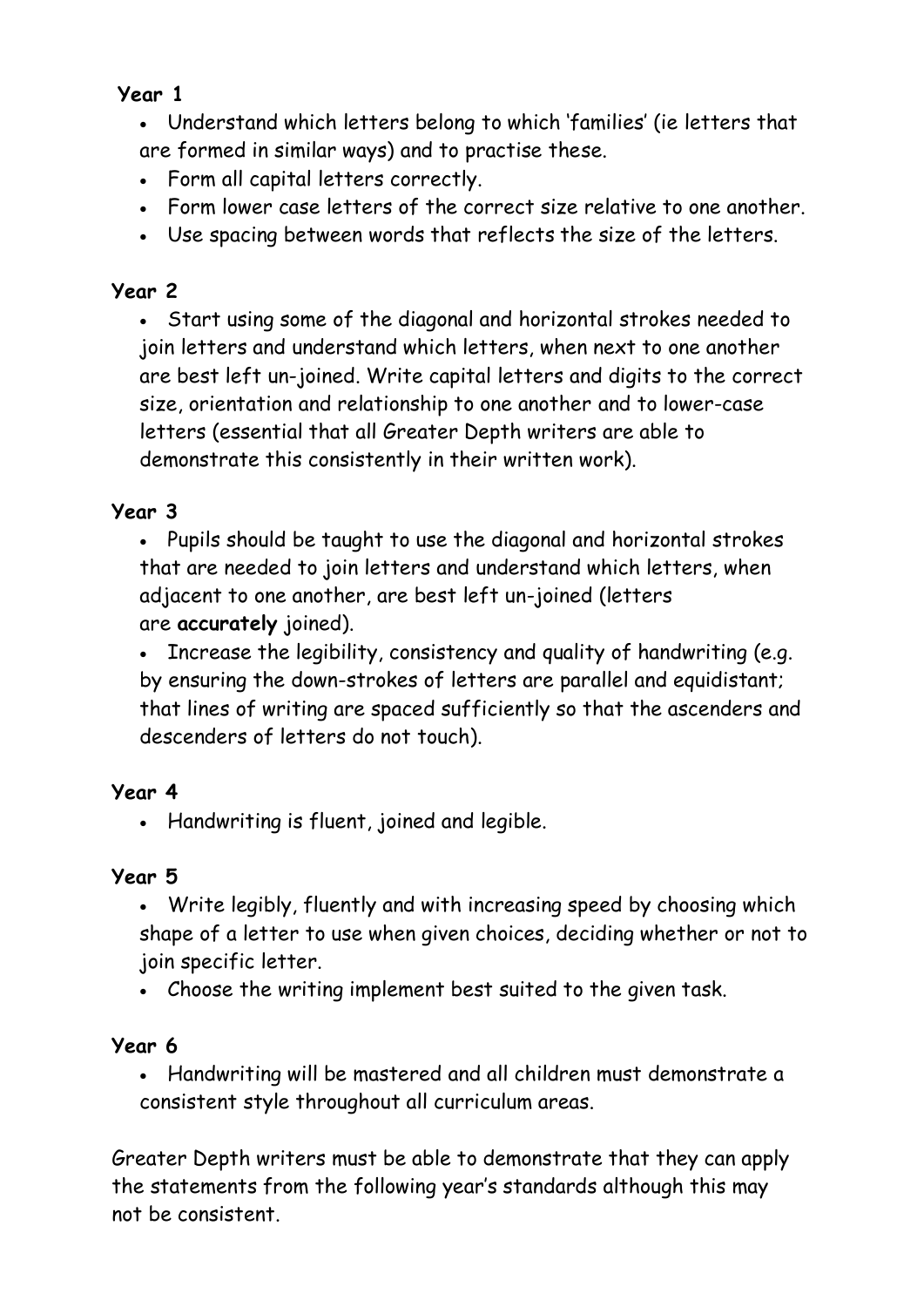**Year 1**

- Understand which letters belong to which 'families' (ie letters that are formed in similar ways) and to practise these.
- Form all capital letters correctly.
- Form lower case letters of the correct size relative to one another.
- Use spacing between words that reflects the size of the letters.

**Year 2**

- Start using some of the diagonal and horizontal strokes needed to join letters and understand which letters, when next to one another are best left un-joined. Write capital letters and digits to the correct size, orientation and relationship to one another and to lower-case letters (essential that all Greater Depth writers are able to demonstrate this consistently in their written work).

**Year 3**

- Pupils should be taught to use the diagonal and horizontal strokes that are needed to join letters and understand which letters, when adjacent to one another, are best left un-joined (letters are **accurately** joined).
- Increase the legibility, consistency and quality of handwriting (e.g. by ensuring the down-strokes of letters are parallel and equidistant; that lines of writing are spaced sufficiently so that the ascenders and descenders of letters do not touch).

**Year 4**

- Handwriting is fluent, joined and legible.

**Year 5**

- Write legibly, fluently and with increasing speed by choosing which shape of a letter to use when given choices, deciding whether or not to join specific letter.
- Choose the writing implement best suited to the given task.

**Year 6**

- Handwriting will be mastered and all children must demonstrate a consistent style throughout all curriculum areas.

Greater Depth writers must be able to demonstrate that they can apply the statements from the following year's standards although this may not be consistent.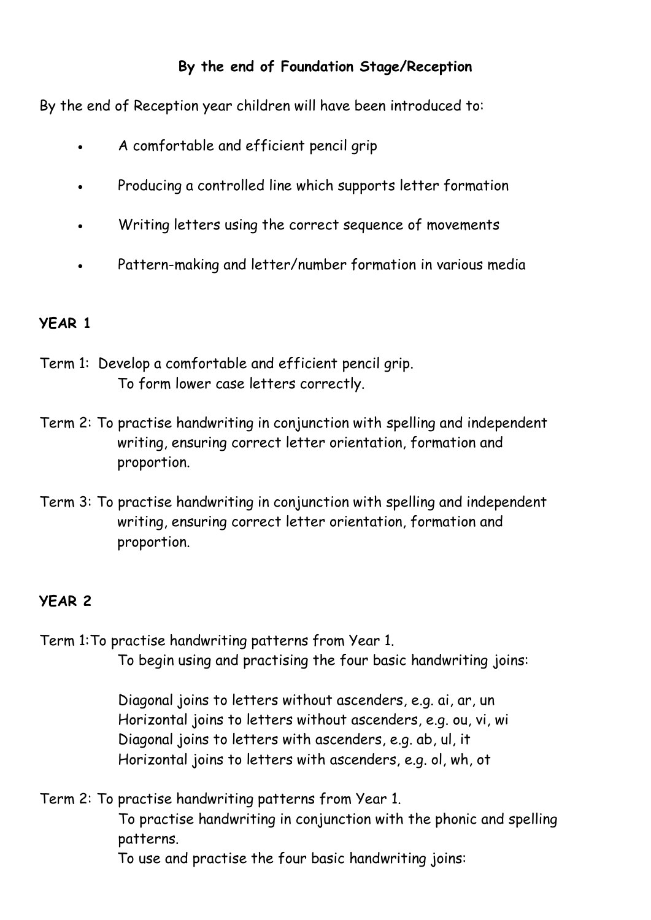### By the end of Foundation Stage/Reception

By the end of Reception year children will have been introduced to:

- A comfortable and efficient pencil grip
- Producing a controlled line which supports letter formation
- Writing letters using the correct sequence of movements
- Pattern-making and letter/number formation in various media

### YEAR 1

Term 1: Develop a comfortable and efficient pencil grip.
To form lower case letters correctly.

Term 2: To practise handwriting in conjunction with spelling and independent writing, ensuring correct letter orientation, formation and proportion.

Term 3: To practise handwriting in conjunction with spelling and independent writing, ensuring correct letter orientation, formation and proportion.

### YEAR 2

Term 1: To practise handwriting patterns from Year 1.
To begin using and practising the four basic handwriting joins:

Diagonal joins to letters without ascenders, e.g. ai, ar, un
Horizontal joins to letters without ascenders, e.g. ou, vi, wi
Diagonal joins to letters with ascenders, e.g. ab, ul, it
Horizontal joins to letters with ascenders, e.g. ol, wh, ot

Term 2: To practise handwriting patterns from Year 1.
To practise handwriting in conjunction with the phonic and spelling patterns.
To use and practise the four basic handwriting joins: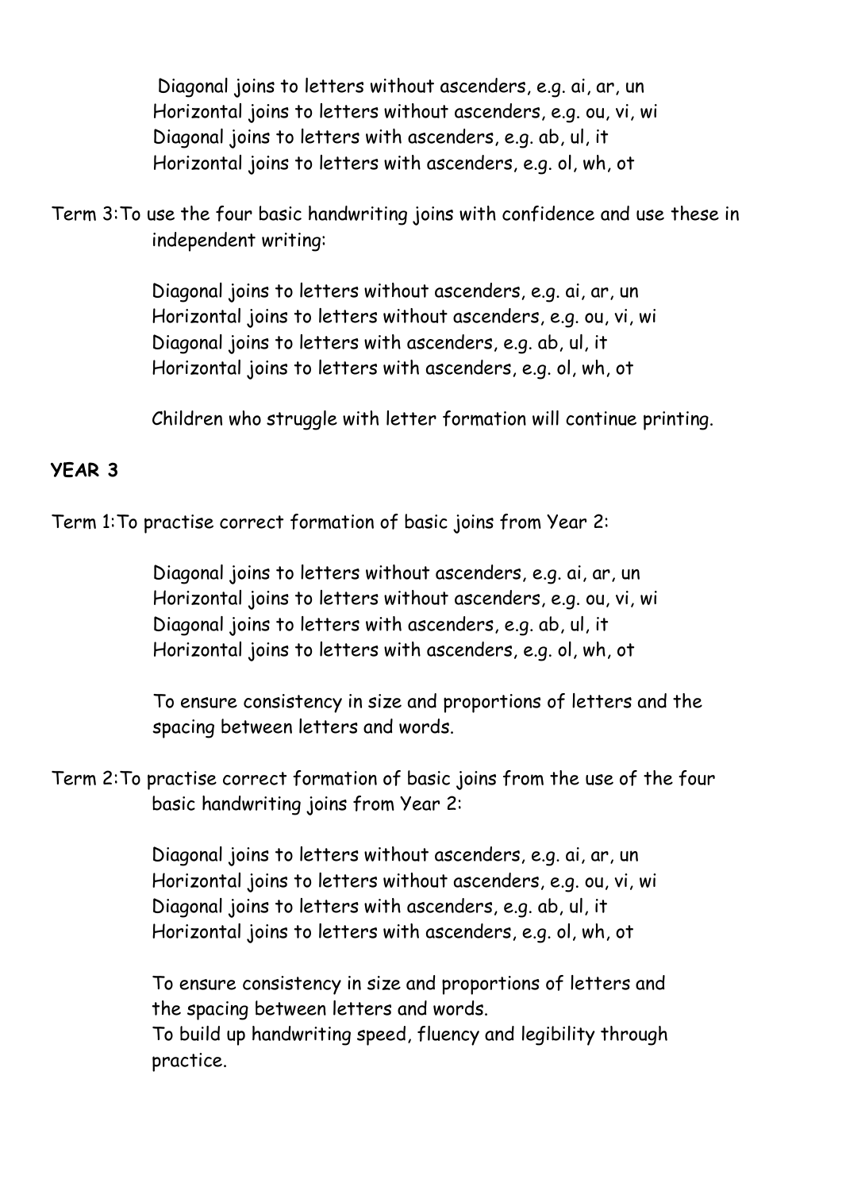Diagonal joins to letters without ascenders, e.g. ai, ar, un
Horizontal joins to letters without ascenders, e.g. ou, vi, wi
Diagonal joins to letters with ascenders, e.g. ab, ul, it
Horizontal joins to letters with ascenders, e.g. ol, wh, ot

Term 3: To use the four basic handwriting joins with confidence and use these in independent writing:

Diagonal joins to letters without ascenders, e.g. ai, ar, un
Horizontal joins to letters without ascenders, e.g. ou, vi, wi
Diagonal joins to letters with ascenders, e.g. ab, ul, it
Horizontal joins to letters with ascenders, e.g. ol, wh, ot

Children who struggle with letter formation will continue printing.

**YEAR 3**

Term 1: To practise correct formation of basic joins from Year 2:

Diagonal joins to letters without ascenders, e.g. ai, ar, un
Horizontal joins to letters without ascenders, e.g. ou, vi, wi
Diagonal joins to letters with ascenders, e.g. ab, ul, it
Horizontal joins to letters with ascenders, e.g. ol, wh, ot

To ensure consistency in size and proportions of letters and the spacing between letters and words.

Term 2: To practise correct formation of basic joins from the use of the four basic handwriting joins from Year 2:

Diagonal joins to letters without ascenders, e.g. ai, ar, un
Horizontal joins to letters without ascenders, e.g. ou, vi, wi
Diagonal joins to letters with ascenders, e.g. ab, ul, it
Horizontal joins to letters with ascenders, e.g. ol, wh, ot

To ensure consistency in size and proportions of letters and the spacing between letters and words.
To build up handwriting speed, fluency and legibility through practice.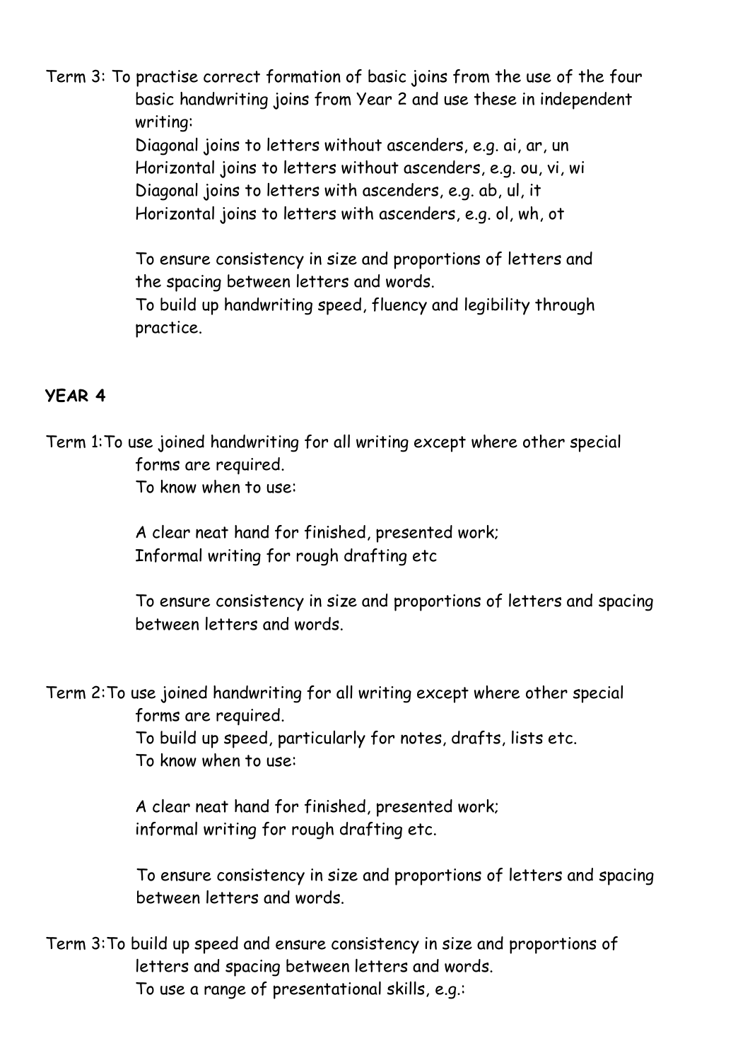Term 3: To practise correct formation of basic joins from the use of the four basic handwriting joins from Year 2 and use these in independent writing:

Diagonal joins to letters without ascenders, e.g. ai, ar, un
Horizontal joins to letters without ascenders, e.g. ou, vi, wi
Diagonal joins to letters with ascenders, e.g. ab, ul, it
Horizontal joins to letters with ascenders, e.g. ol, wh, ot

To ensure consistency in size and proportions of letters and the spacing between letters and words.
To build up handwriting speed, fluency and legibility through practice.

**YEAR 4**

Term 1: To use joined handwriting for all writing except where other special forms are required.
To know when to use:

A clear neat hand for finished, presented work;
Informal writing for rough drafting etc

To ensure consistency in size and proportions of letters and spacing between letters and words.

Term 2: To use joined handwriting for all writing except where other special forms are required.
To build up speed, particularly for notes, drafts, lists etc.
To know when to use:

A clear neat hand for finished, presented work;
informal writing for rough drafting etc.

To ensure consistency in size and proportions of letters and spacing between letters and words.

Term 3: To build up speed and ensure consistency in size and proportions of letters and spacing between letters and words.
To use a range of presentational skills, e.g.: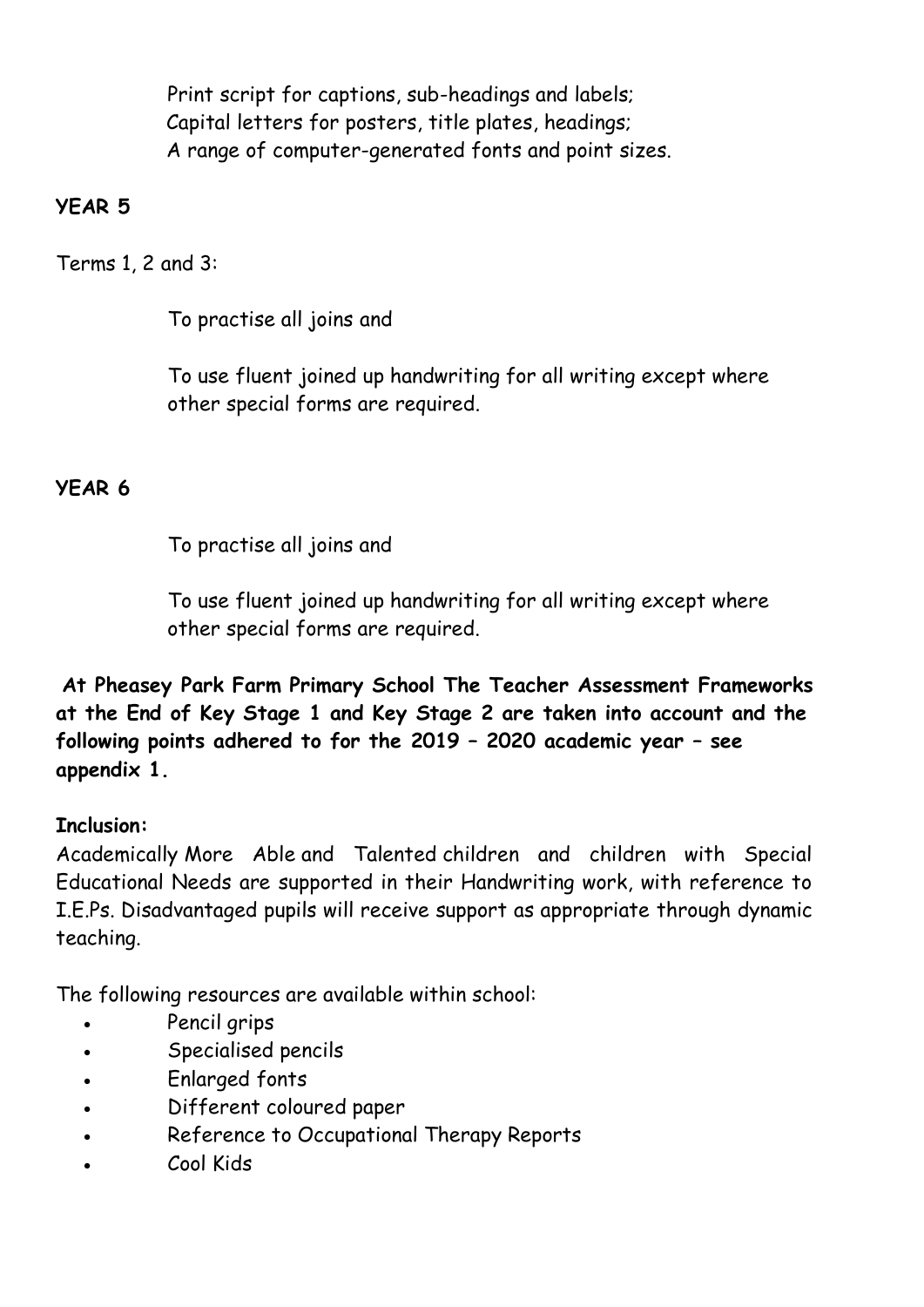Print script for captions, sub-headings and labels;
Capital letters for posters, title plates, headings;
A range of computer-generated fonts and point sizes.

**YEAR 5**

Terms 1, 2 and 3:

To practise all joins and

To use fluent joined up handwriting for all writing except where other special forms are required.

**YEAR 6**

To practise all joins and

To use fluent joined up handwriting for all writing except where other special forms are required.

**At Pheasey Park Farm Primary School The Teacher Assessment Frameworks at the End of Key Stage 1 and Key Stage 2 are taken into account and the following points adhered to for the 2019 – 2020 academic year – see appendix 1.**

**Inclusion:**

Academically More Able and Talented children and children with Special Educational Needs are supported in their Handwriting work, with reference to I.E.Ps. Disadvantaged pupils will receive support as appropriate through dynamic teaching.

The following resources are available within school:

- Pencil grips
- Specialised pencils
- Enlarged fonts
- Different coloured paper
- Reference to Occupational Therapy Reports
- Cool Kids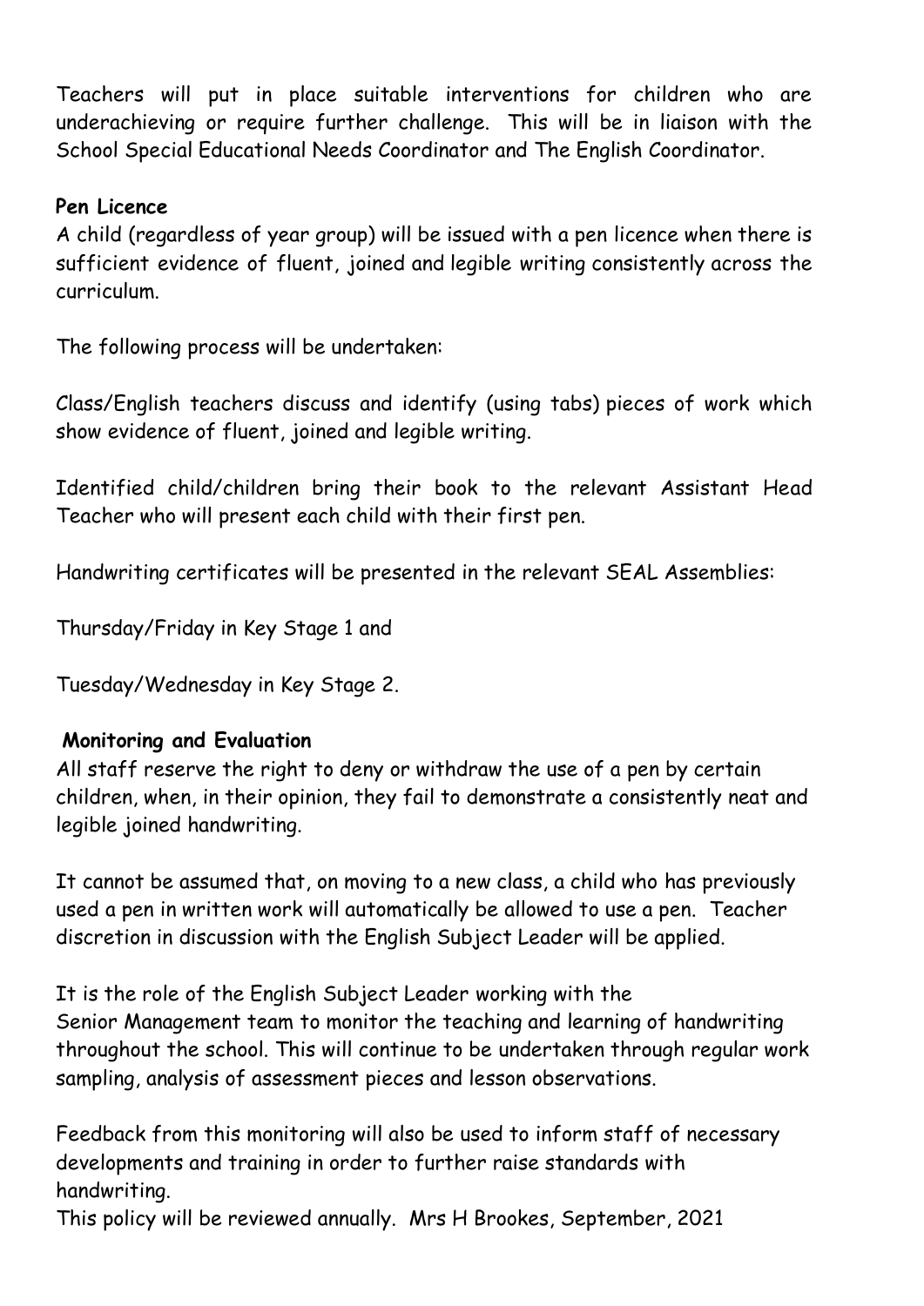Teachers will put in place suitable interventions for children who are underachieving or require further challenge. This will be in liaison with the School Special Educational Needs Coordinator and The English Coordinator.

**Pen Licence**

A child (regardless of year group) will be issued with a pen licence when there is sufficient evidence of fluent, joined and legible writing consistently across the curriculum.

The following process will be undertaken:

Class/English teachers discuss and identify (using tabs) pieces of work which show evidence of fluent, joined and legible writing.

Identified child/children bring their book to the relevant Assistant Head Teacher who will present each child with their first pen.

Handwriting certificates will be presented in the relevant SEAL Assemblies:

Thursday/Friday in Key Stage 1 and

Tuesday/Wednesday in Key Stage 2.

**Monitoring and Evaluation**

All staff reserve the right to deny or withdraw the use of a pen by certain children, when, in their opinion, they fail to demonstrate a consistently neat and legible joined handwriting.

It cannot be assumed that, on moving to a new class, a child who has previously used a pen in written work will automatically be allowed to use a pen. Teacher discretion in discussion with the English Subject Leader will be applied.

It is the role of the English Subject Leader working with the Senior Management team to monitor the teaching and learning of handwriting throughout the school. This will continue to be undertaken through regular work sampling, analysis of assessment pieces and lesson observations.

Feedback from this monitoring will also be used to inform staff of necessary developments and training in order to further raise standards with handwriting.

This policy will be reviewed annually. Mrs H Brookes, September, 2021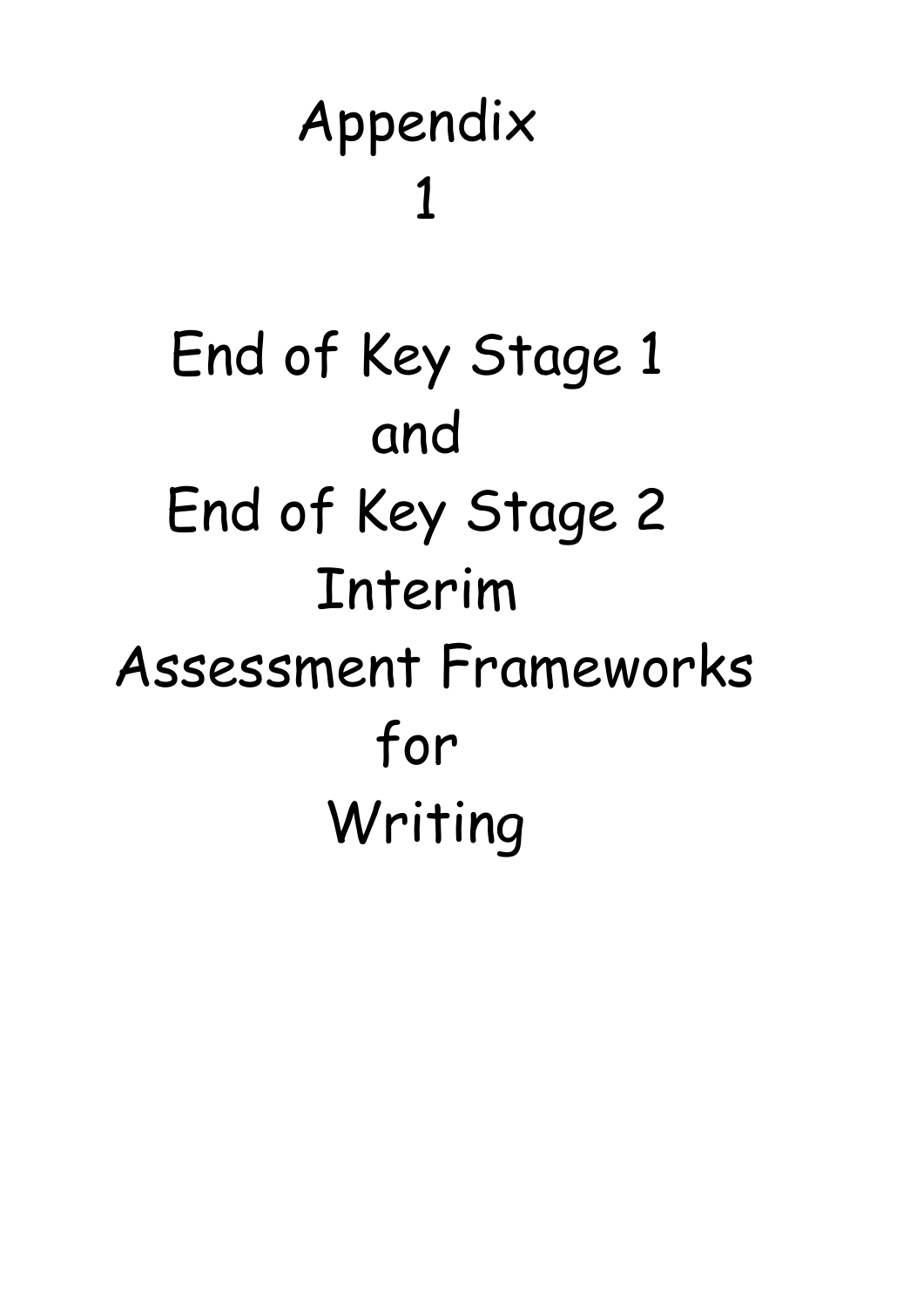# Appendix 1

# End of Key Stage 1 and End of Key Stage 2 Interim Assessment Frameworks for Writing